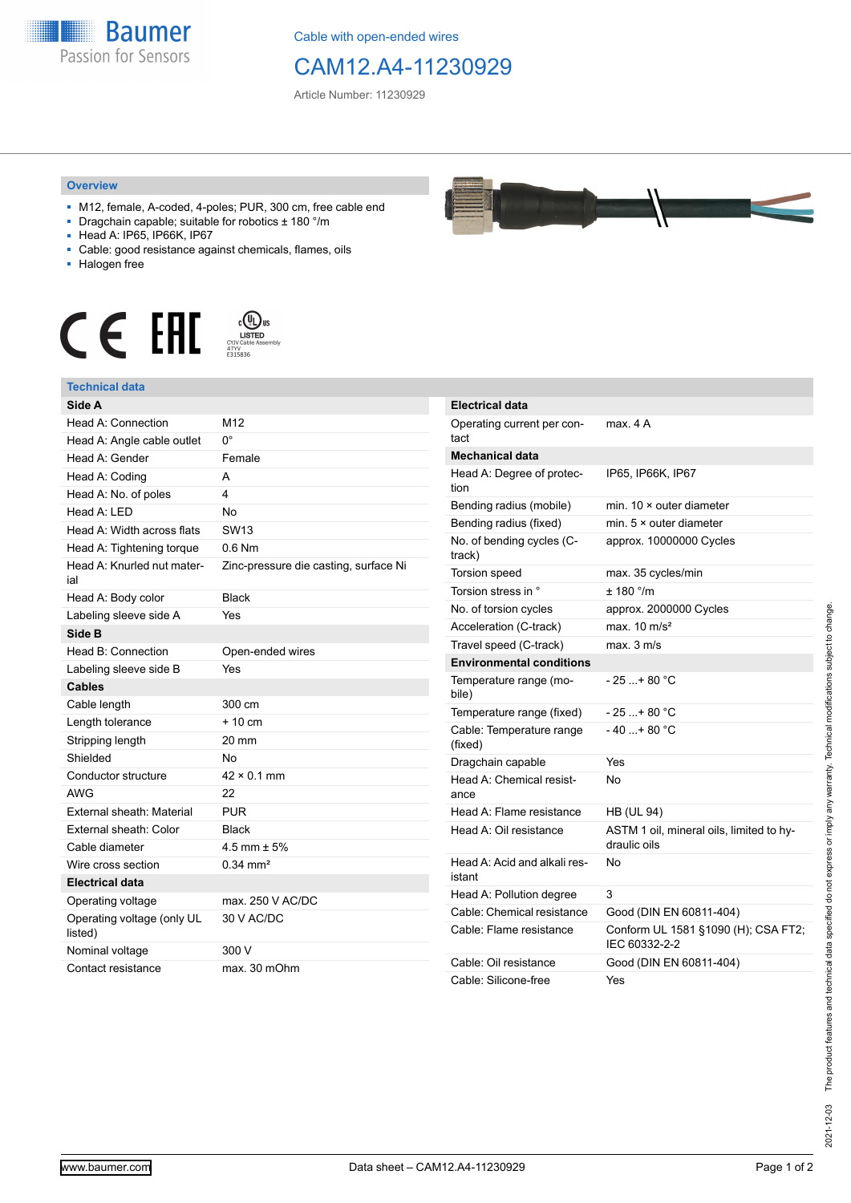Cable with open-ended wires

# CAM12.A4-11230929

Article Number: 11230929

## Overview

- M12, female, A-coded, 4-poles; PUR, 300 cm, free cable end
- Dragchain capable; suitable for robotics ± 180 °/m
- Head A: IP65, IP66K, IP67
- Cable: good resistance against chemicals, flames, oils
- Halogen free

LISTED
CYJV Cable Assembly
47YV
E315836

## Technical data

| Side A | |
|---|---|
| Head A: Connection | M12 |
| Head A: Angle cable outlet | 0° |
| Head A: Gender | Female |
| Head A: Coding | A |
| Head A: No. of poles | 4 |
| Head A: LED | No |
| Head A: Width across flats | SW13 |
| Head A: Tightening torque | 0.6 Nm |
| Head A: Knurled nut material | Zinc-pressure die casting, surface Ni |
| Head A: Body color | Black |
| Labeling sleeve side A | Yes |
| **Side B** | |
| Head B: Connection | Open-ended wires |
| Labeling sleeve side B | Yes |
| **Cables** | |
| Cable length | 300 cm |
| Length tolerance | + 10 cm |
| Stripping length | 20 mm |
| Shielded | No |
| Conductor structure | 42 × 0.1 mm |
| AWG | 22 |
| External sheath: Material | PUR |
| External sheath: Color | Black |
| Cable diameter | 4.5 mm ± 5% |
| Wire cross section | 0.34 mm² |
| **Electrical data** | |
| Operating voltage | max. 250 V AC/DC |
| Operating voltage (only UL listed) | 30 V AC/DC |
| Nominal voltage | 300 V |
| Contact resistance | max. 30 mOhm |

| Electrical data | |
|---|---|
| Operating current per contact | max. 4 A |
| **Mechanical data** | |
| Head A: Degree of protection | IP65, IP66K, IP67 |
| Bending radius (mobile) | min. 10 × outer diameter |
| Bending radius (fixed) | min. 5 × outer diameter |
| No. of bending cycles (C-track) | approx. 10000000 Cycles |
| Torsion speed | max. 35 cycles/min |
| Torsion stress in ° | ± 180 °/m |
| No. of torsion cycles | approx. 2000000 Cycles |
| Acceleration (C-track) | max. 10 m/s² |
| Travel speed (C-track) | max. 3 m/s |
| **Environmental conditions** | |
| Temperature range (mobile) | - 25 ...+ 80 °C |
| Temperature range (fixed) | - 25 ...+ 80 °C |
| Cable: Temperature range (fixed) | - 40 ...+ 80 °C |
| Dragchain capable | Yes |
| Head A: Chemical resistance | No |
| Head A: Flame resistance | HB (UL 94) |
| Head A: Oil resistance | ASTM 1 oil, mineral oils, limited to hydraulic oils |
| Head A: Acid and alkali resistant | No |
| Head A: Pollution degree | 3 |
| Cable: Chemical resistance | Good (DIN EN 60811-404) |
| Cable: Flame resistance | Conform UL 1581 §1090 (H); CSA FT2; IEC 60332-2-2 |
| Cable: Oil resistance | Good (DIN EN 60811-404) |
| Cable: Silicone-free | Yes |

2021-12-03 The product features and technical data specified do not express or imply any warranty. Technical modifications subject to change.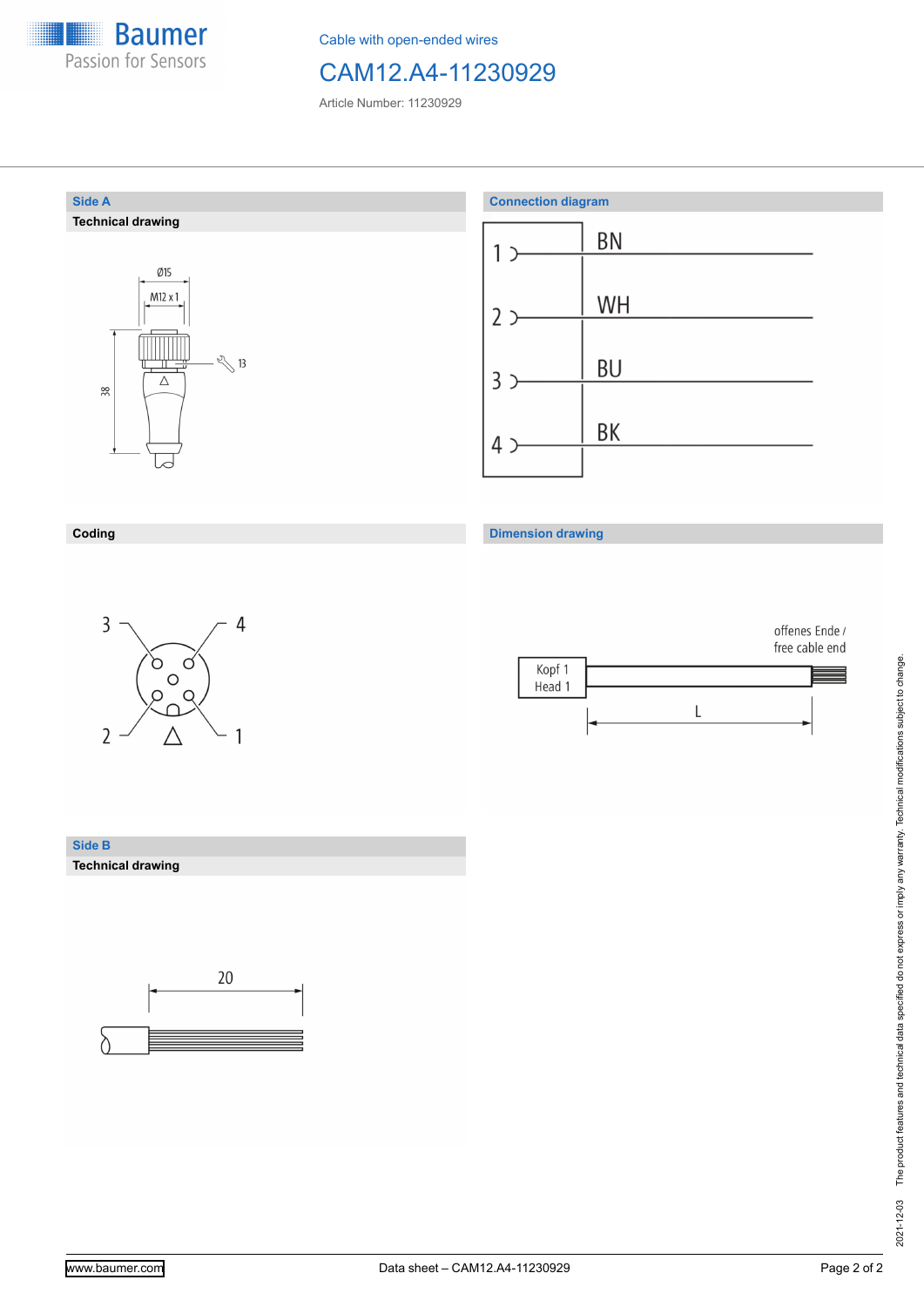Cable with open-ended wires

# CAM12.A4-11230929

Article Number: 11230929

## Side A

### Technical drawing

Ø15

M12 x 1

13

38

## Connection diagram

1 BN

2 WH

3 BU

4 BK

### Coding

3 4

2 1

## Dimension drawing

offenes Ende / free cable end

Kopf 1 Head 1

L

## Side B

### Technical drawing

20

The product features and technical data specified do not express or imply any warranty. Technical modifications subject to change.

2021-12-03

www.baumer.com

Data sheet – CAM12.A4-11230929